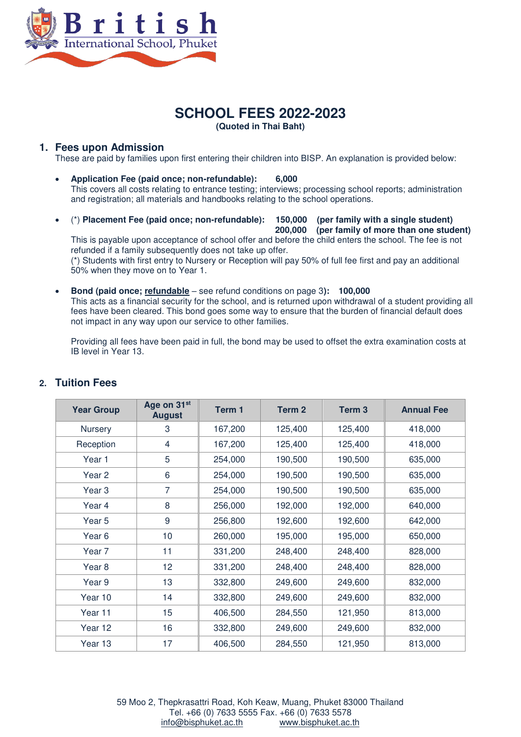# British International School, Phuket

## SCHOOL FEES 2022-2023

**(Quoted in Thai Baht)**

## 1. Fees upon Admission

These are paid by families upon first entering their children into BISP. An explanation is provided below:

- **Application Fee (paid once; non-refundable): 6,000**
  This covers all costs relating to entrance testing; interviews; processing school reports; administration and registration; all materials and handbooks relating to the school operations.

- (*) **Placement Fee (paid once; non-refundable): 150,000 (per family with a single student)**
  **200,000 (per family of more than one student)**
  This is payable upon acceptance of school offer and before the child enters the school. The fee is not refunded if a family subsequently does not take up offer.
  (*) Students with first entry to Nursery or Reception will pay 50% of full fee first and pay an additional 50% when they move on to Year 1.

- **Bond (paid once; refundable** – see refund conditions on page 3**): 100,000**
  This acts as a financial security for the school, and is returned upon withdrawal of a student providing all fees have been cleared. This bond goes some way to ensure that the burden of financial default does not impact in any way upon our service to other families.

  Providing all fees have been paid in full, the bond may be used to offset the extra examination costs at IB level in Year 13.

## 2. Tuition Fees

| Year Group | Age on 31st August | Term 1 | Term 2 | Term 3 | Annual Fee |
|---|---|---|---|---|---|
| Nursery | 3 | 167,200 | 125,400 | 125,400 | 418,000 |
| Reception | 4 | 167,200 | 125,400 | 125,400 | 418,000 |
| Year 1 | 5 | 254,000 | 190,500 | 190,500 | 635,000 |
| Year 2 | 6 | 254,000 | 190,500 | 190,500 | 635,000 |
| Year 3 | 7 | 254,000 | 190,500 | 190,500 | 635,000 |
| Year 4 | 8 | 256,000 | 192,000 | 192,000 | 640,000 |
| Year 5 | 9 | 256,800 | 192,600 | 192,600 | 642,000 |
| Year 6 | 10 | 260,000 | 195,000 | 195,000 | 650,000 |
| Year 7 | 11 | 331,200 | 248,400 | 248,400 | 828,000 |
| Year 8 | 12 | 331,200 | 248,400 | 248,400 | 828,000 |
| Year 9 | 13 | 332,800 | 249,600 | 249,600 | 832,000 |
| Year 10 | 14 | 332,800 | 249,600 | 249,600 | 832,000 |
| Year 11 | 15 | 406,500 | 284,550 | 121,950 | 813,000 |
| Year 12 | 16 | 332,800 | 249,600 | 249,600 | 832,000 |
| Year 13 | 17 | 406,500 | 284,550 | 121,950 | 813,000 |

59 Moo 2, Thepkrasattri Road, Koh Keaw, Muang, Phuket 83000 Thailand
Tel. +66 (0) 7633 5555 Fax. +66 (0) 7633 5578
info@bisphuket.ac.th www.bisphuket.ac.th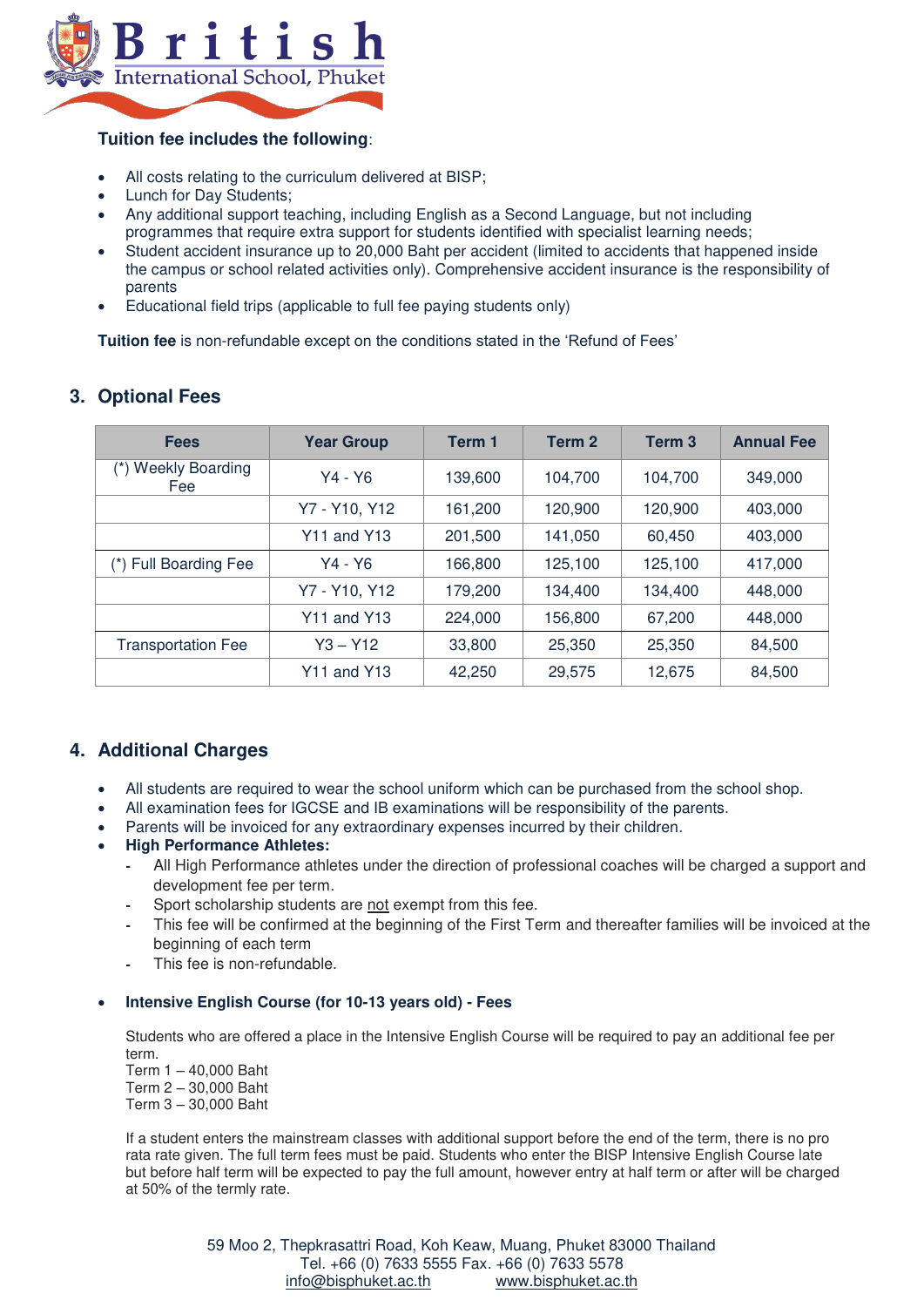**Tuition fee includes the following**:

- All costs relating to the curriculum delivered at BISP;
- Lunch for Day Students;
- Any additional support teaching, including English as a Second Language, but not including programmes that require extra support for students identified with specialist learning needs;
- Student accident insurance up to 20,000 Baht per accident (limited to accidents that happened inside the campus or school related activities only). Comprehensive accident insurance is the responsibility of parents
- Educational field trips (applicable to full fee paying students only)

**Tuition fee** is non-refundable except on the conditions stated in the 'Refund of Fees'

## 3. Optional Fees

| Fees | Year Group | Term 1 | Term 2 | Term 3 | Annual Fee |
|---|---|---|---|---|---|
| (*) Weekly Boarding Fee | Y4 - Y6 | 139,600 | 104,700 | 104,700 | 349,000 |
| | Y7 - Y10, Y12 | 161,200 | 120,900 | 120,900 | 403,000 |
| | Y11 and Y13 | 201,500 | 141,050 | 60,450 | 403,000 |
| (*) Full Boarding Fee | Y4 - Y6 | 166,800 | 125,100 | 125,100 | 417,000 |
| | Y7 - Y10, Y12 | 179,200 | 134,400 | 134,400 | 448,000 |
| | Y11 and Y13 | 224,000 | 156,800 | 67,200 | 448,000 |
| Transportation Fee | Y3 – Y12 | 33,800 | 25,350 | 25,350 | 84,500 |
| | Y11 and Y13 | 42,250 | 29,575 | 12,675 | 84,500 |

## 4. Additional Charges

- All students are required to wear the school uniform which can be purchased from the school shop.
- All examination fees for IGCSE and IB examinations will be responsibility of the parents.
- Parents will be invoiced for any extraordinary expenses incurred by their children.
- **High Performance Athletes:**
  - All High Performance athletes under the direction of professional coaches will be charged a support and development fee per term.
  - Sport scholarship students are not exempt from this fee.
  - This fee will be confirmed at the beginning of the First Term and thereafter families will be invoiced at the beginning of each term
  - This fee is non-refundable.

- **Intensive English Course (for 10-13 years old) - Fees**

  Students who are offered a place in the Intensive English Course will be required to pay an additional fee per term.
  Term 1 – 40,000 Baht
  Term 2 – 30,000 Baht
  Term 3 – 30,000 Baht

  If a student enters the mainstream classes with additional support before the end of the term, there is no pro rata rate given. The full term fees must be paid. Students who enter the BISP Intensive English Course late but before half term will be expected to pay the full amount, however entry at half term or after will be charged at 50% of the termly rate.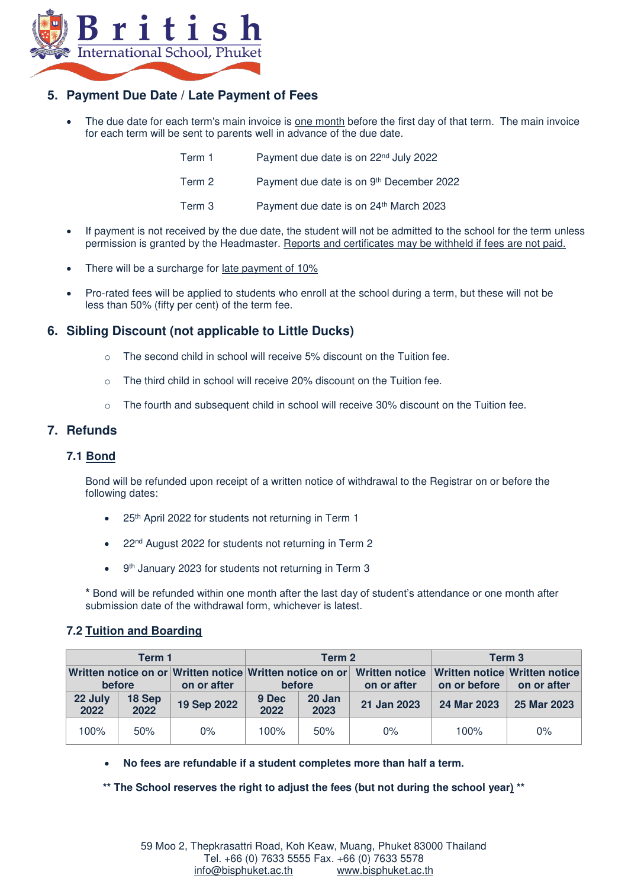## 5. Payment Due Date / Late Payment of Fees

- The due date for each term's main invoice is one month before the first day of that term. The main invoice for each term will be sent to parents well in advance of the due date.

  | | |
  |---|---|
  | Term 1 | Payment due date is on 22nd July 2022 |
  | Term 2 | Payment due date is on 9th December 2022 |
  | Term 3 | Payment due date is on 24th March 2023 |

- If payment is not received by the due date, the student will not be admitted to the school for the term unless permission is granted by the Headmaster. Reports and certificates may be withheld if fees are not paid.
- There will be a surcharge for late payment of 10%
- Pro-rated fees will be applied to students who enroll at the school during a term, but these will not be less than 50% (fifty per cent) of the term fee.

## 6. Sibling Discount (not applicable to Little Ducks)

- The second child in school will receive 5% discount on the Tuition fee.
- The third child in school will receive 20% discount on the Tuition fee.
- The fourth and subsequent child in school will receive 30% discount on the Tuition fee.

## 7. Refunds

### 7.1 Bond

Bond will be refunded upon receipt of a written notice of withdrawal to the Registrar on or before the following dates:

- 25th April 2022 for students not returning in Term 1
- 22nd August 2022 for students not returning in Term 2
- 9th January 2023 for students not returning in Term 3

* Bond will be refunded within one month after the last day of student's attendance or one month after submission date of the withdrawal form, whichever is latest.

### 7.2 Tuition and Boarding

| **Term 1** | | | **Term 2** | | | **Term 3** | |
|---|---|---|---|---|---|---|---|
| **Written notice on or before** | | **Written notice on or after** | **Written notice on or before** | | **Written notice on or after** | **Written notice on or before** | **Written notice on or after** |
| **22 July 2022** | **18 Sep 2022** | **19 Sep 2022** | **9 Dec 2022** | **20 Jan 2023** | **21 Jan 2023** | **24 Mar 2023** | **25 Mar 2023** |
| 100% | 50% | 0% | 100% | 50% | 0% | 100% | 0% |

- **No fees are refundable if a student completes more than half a term.**

**** The School reserves the right to adjust the fees (but not during the school year) ****

59 Moo 2, Thepkrasattri Road, Koh Keaw, Muang, Phuket 83000 Thailand
Tel. +66 (0) 7633 5555 Fax. +66 (0) 7633 5578
info@bisphuket.ac.th www.bisphuket.ac.th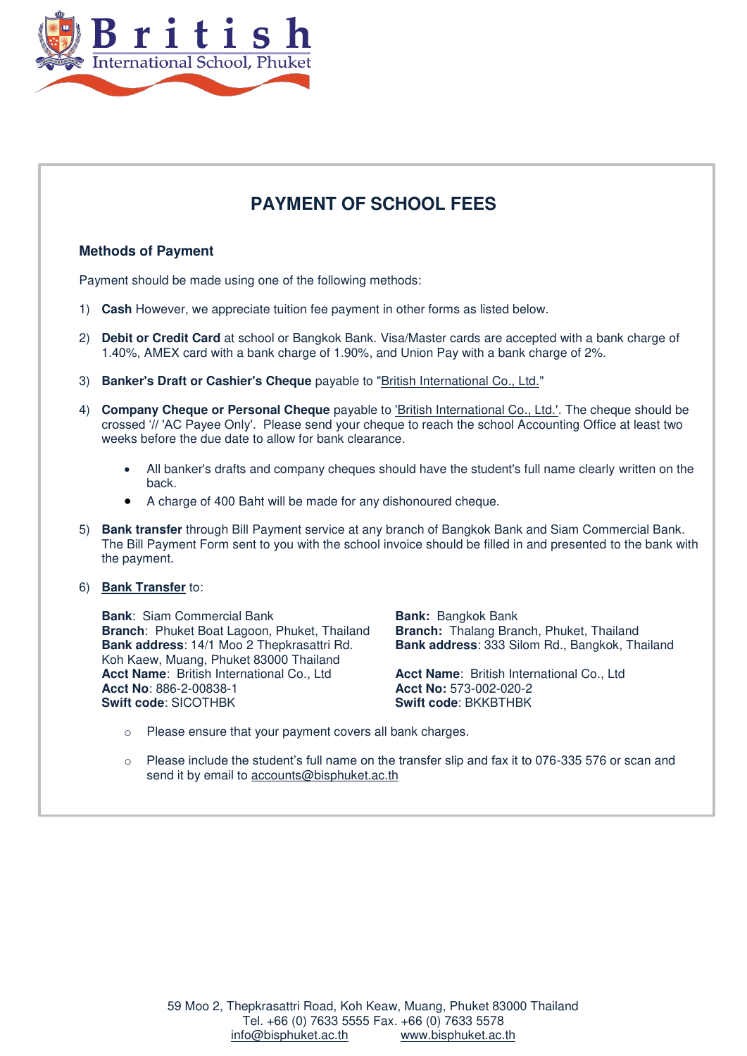British
International School, Phuket

# PAYMENT OF SCHOOL FEES

### Methods of Payment

Payment should be made using one of the following methods:

1) **Cash** However, we appreciate tuition fee payment in other forms as listed below.

2) **Debit or Credit Card** at school or Bangkok Bank. Visa/Master cards are accepted with a bank charge of 1.40%, AMEX card with a bank charge of 1.90%, and Union Pay with a bank charge of 2%.

3) **Banker's Draft or Cashier's Cheque** payable to "British International Co., Ltd."

4) **Company Cheque or Personal Cheque** payable to 'British International Co., Ltd.'. The cheque should be crossed '// 'AC Payee Only'. Please send your cheque to reach the school Accounting Office at least two weeks before the due date to allow for bank clearance.

   - All banker's drafts and company cheques should have the student's full name clearly written on the back.
   - A charge of 400 Baht will be made for any dishonoured cheque.

5) **Bank transfer** through Bill Payment service at any branch of Bangkok Bank and Siam Commercial Bank. The Bill Payment Form sent to you with the school invoice should be filled in and presented to the bank with the payment.

6) **Bank Transfer** to:

   **Bank**: Siam Commercial Bank
   **Branch**: Phuket Boat Lagoon, Phuket, Thailand
   **Bank address**: 14/1 Moo 2 Thepkrasattri Rd. Koh Kaew, Muang, Phuket 83000 Thailand
   **Acct Name**: British International Co., Ltd
   **Acct No**: 886-2-00838-1
   **Swift code**: SICOTHBK

   **Bank:** Bangkok Bank
   **Branch:** Thalang Branch, Phuket, Thailand
   **Bank address**: 333 Silom Rd., Bangkok, Thailand

   **Acct Name**: British International Co., Ltd
   **Acct No:** 573-002-020-2
   **Swift code**: BKKBTHBK

   - Please ensure that your payment covers all bank charges.
   - Please include the student's full name on the transfer slip and fax it to 076-335 576 or scan and send it by email to accounts@bisphuket.ac.th

59 Moo 2, Thepkrasattri Road, Koh Keaw, Muang, Phuket 83000 Thailand
Tel. +66 (0) 7633 5555 Fax. +66 (0) 7633 5578
info@bisphuket.ac.th www.bisphuket.ac.th